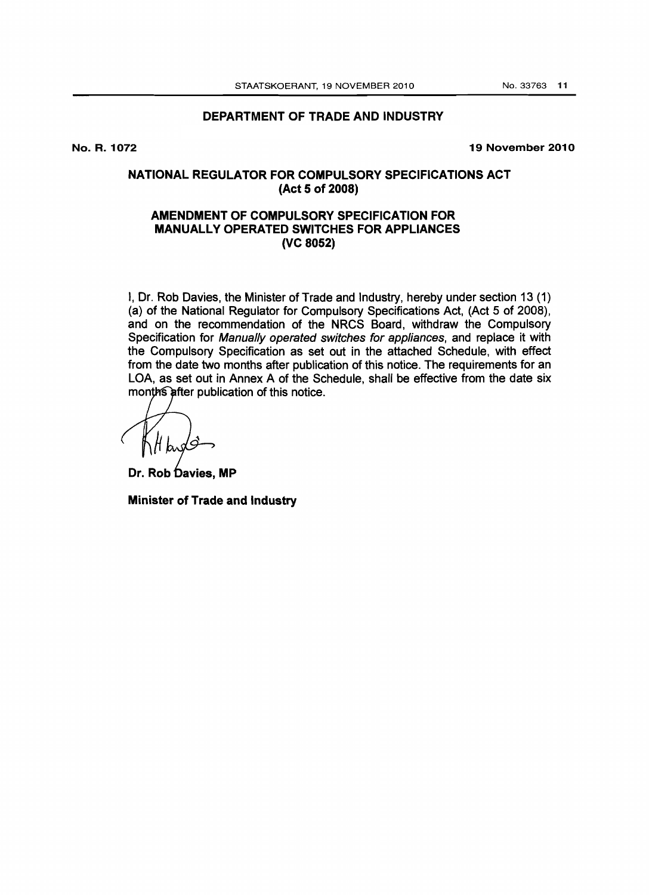## DEPARTMENT OF TRADE AND INDUSTRY

**No. R. 1072** **19 November 2010**

### NATIONAL REGULATOR FOR COMPULSORY SPECIFICATIONS ACT (Act 5 of 2008)

### AMENDMENT OF COMPULSORY SPECIFICATION FOR MANUALLY OPERATED SWITCHES FOR APPLIANCES (VC 8052)

I, Dr. Rob Davies, the Minister of Trade and Industry, hereby under section 13 (1) (a) of the National Regulator for Compulsory Specifications Act, (Act 5 of 2008), and on the recommendation of the NRCS Board, withdraw the Compulsory Specification for *Manually operated switches for appliances*, and replace it with the Compulsory Specification as set out in the attached Schedule, with effect from the date two months after publication of this notice. The requirements for an LOA, as set out in Annex A of the Schedule, shall be effective from the date six months after publication of this notice.

**Dr. Rob Davies, MP**

**Minister of Trade and Industry**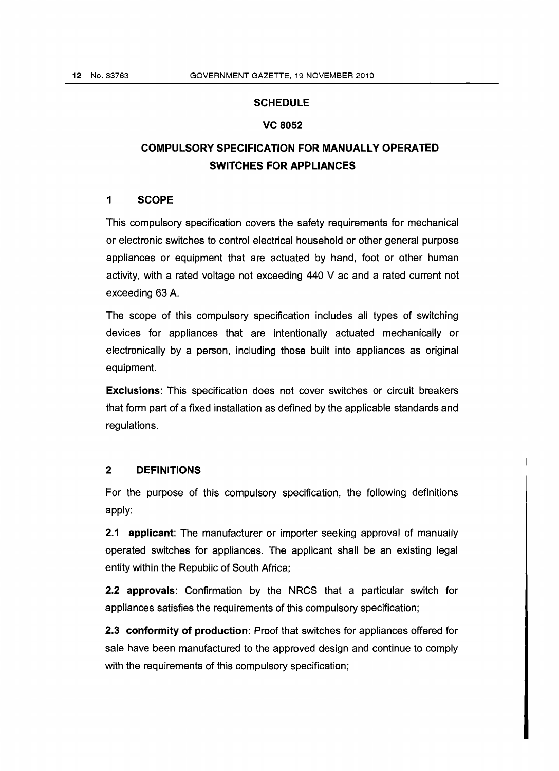# SCHEDULE

## VC 8052

## COMPULSORY SPECIFICATION FOR MANUALLY OPERATED SWITCHES FOR APPLIANCES

### 1 SCOPE

This compulsory specification covers the safety requirements for mechanical or electronic switches to control electrical household or other general purpose appliances or equipment that are actuated by hand, foot or other human activity, with a rated voltage not exceeding 440 V ac and a rated current not exceeding 63 A.

The scope of this compulsory specification includes all types of switching devices for appliances that are intentionally actuated mechanically or electronically by a person, including those built into appliances as original equipment.

**Exclusions**: This specification does not cover switches or circuit breakers that form part of a fixed installation as defined by the applicable standards and regulations.

### 2 DEFINITIONS

For the purpose of this compulsory specification, the following definitions apply:

**2.1 applicant**: The manufacturer or importer seeking approval of manually operated switches for appliances. The applicant shall be an existing legal entity within the Republic of South Africa;

**2.2 approvals**: Confirmation by the NRCS that a particular switch for appliances satisfies the requirements of this compulsory specification;

**2.3 conformity of production**: Proof that switches for appliances offered for sale have been manufactured to the approved design and continue to comply with the requirements of this compulsory specification;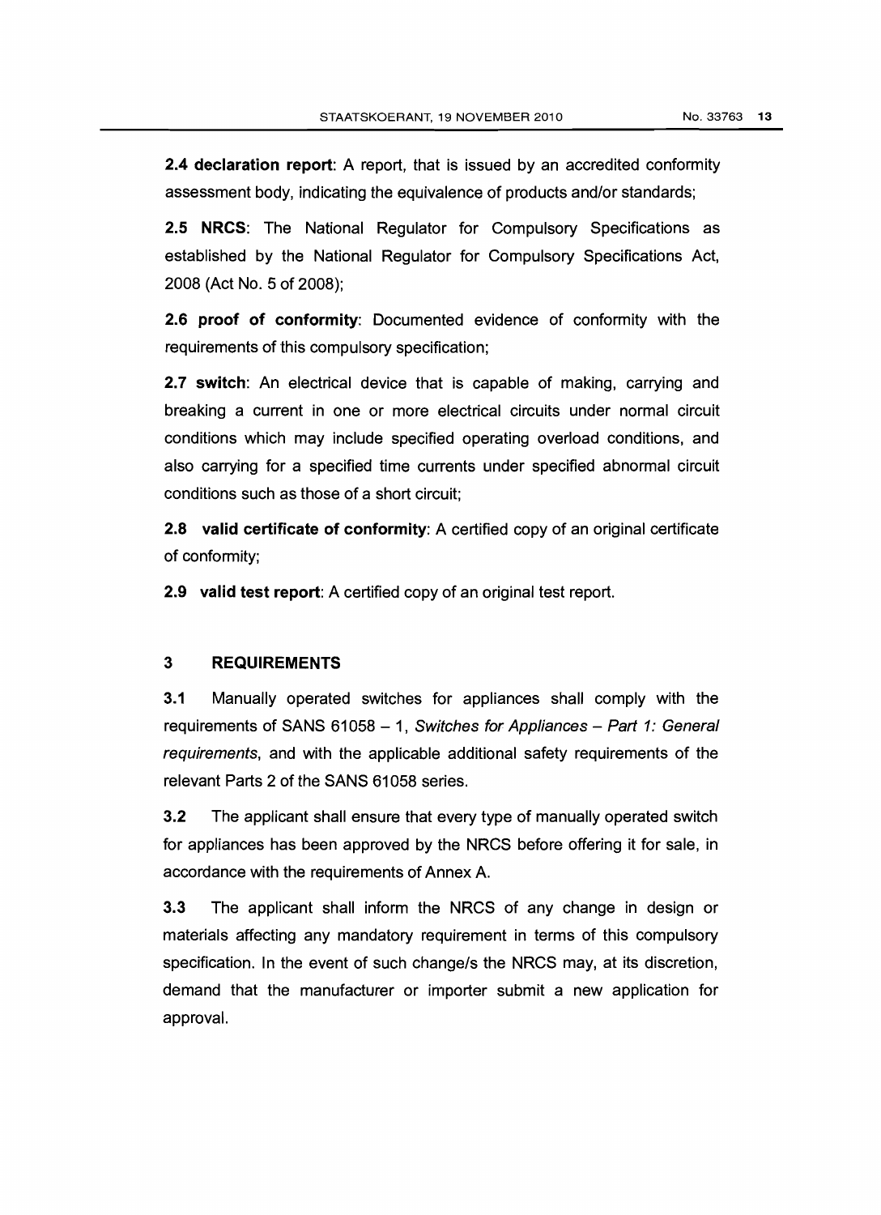**2.4 declaration report**: A report, that is issued by an accredited conformity assessment body, indicating the equivalence of products and/or standards;

**2.5 NRCS**: The National Regulator for Compulsory Specifications as established by the National Regulator for Compulsory Specifications Act, 2008 (Act No. 5 of 2008);

**2.6 proof of conformity**: Documented evidence of conformity with the requirements of this compulsory specification;

**2.7 switch**: An electrical device that is capable of making, carrying and breaking a current in one or more electrical circuits under normal circuit conditions which may include specified operating overload conditions, and also carrying for a specified time currents under specified abnormal circuit conditions such as those of a short circuit;

**2.8 valid certificate of conformity**: A certified copy of an original certificate of conformity;

**2.9 valid test report**: A certified copy of an original test report.

## 3 REQUIREMENTS

**3.1** Manually operated switches for appliances shall comply with the requirements of SANS 61058 – 1, *Switches for Appliances – Part 1: General requirements*, and with the applicable additional safety requirements of the relevant Parts 2 of the SANS 61058 series.

**3.2** The applicant shall ensure that every type of manually operated switch for appliances has been approved by the NRCS before offering it for sale, in accordance with the requirements of Annex A.

**3.3** The applicant shall inform the NRCS of any change in design or materials affecting any mandatory requirement in terms of this compulsory specification. In the event of such change/s the NRCS may, at its discretion, demand that the manufacturer or importer submit a new application for approval.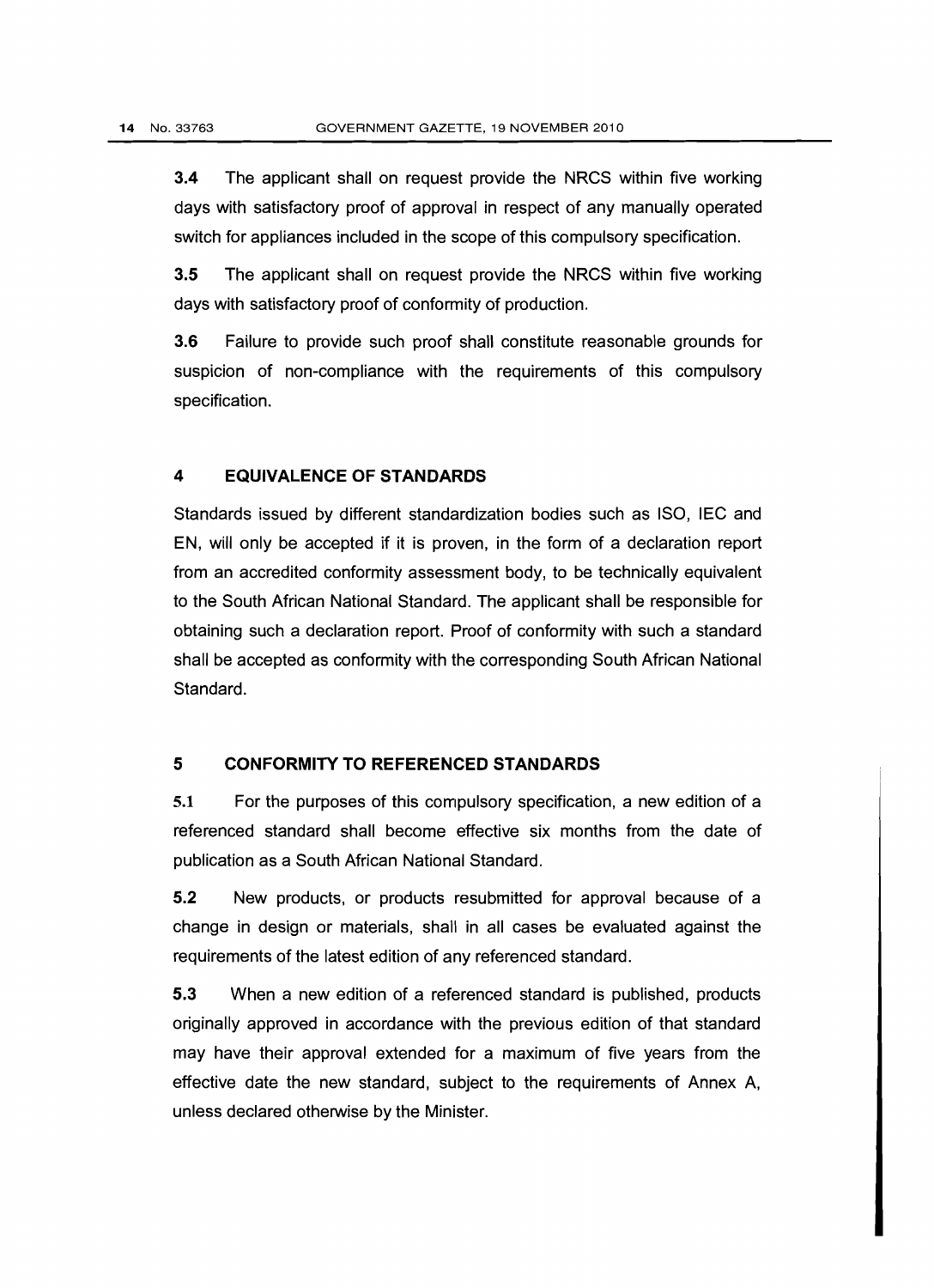**3.4** The applicant shall on request provide the NRCS within five working days with satisfactory proof of approval in respect of any manually operated switch for appliances included in the scope of this compulsory specification.

**3.5** The applicant shall on request provide the NRCS within five working days with satisfactory proof of conformity of production.

**3.6** Failure to provide such proof shall constitute reasonable grounds for suspicion of non-compliance with the requirements of this compulsory specification.

## 4 EQUIVALENCE OF STANDARDS

Standards issued by different standardization bodies such as ISO, IEC and EN, will only be accepted if it is proven, in the form of a declaration report from an accredited conformity assessment body, to be technically equivalent to the South African National Standard. The applicant shall be responsible for obtaining such a declaration report. Proof of conformity with such a standard shall be accepted as conformity with the corresponding South African National Standard.

## 5 CONFORMITY TO REFERENCED STANDARDS

**5.1** For the purposes of this compulsory specification, a new edition of a referenced standard shall become effective six months from the date of publication as a South African National Standard.

**5.2** New products, or products resubmitted for approval because of a change in design or materials, shall in all cases be evaluated against the requirements of the latest edition of any referenced standard.

**5.3** When a new edition of a referenced standard is published, products originally approved in accordance with the previous edition of that standard may have their approval extended for a maximum of five years from the effective date the new standard, subject to the requirements of Annex A, unless declared otherwise by the Minister.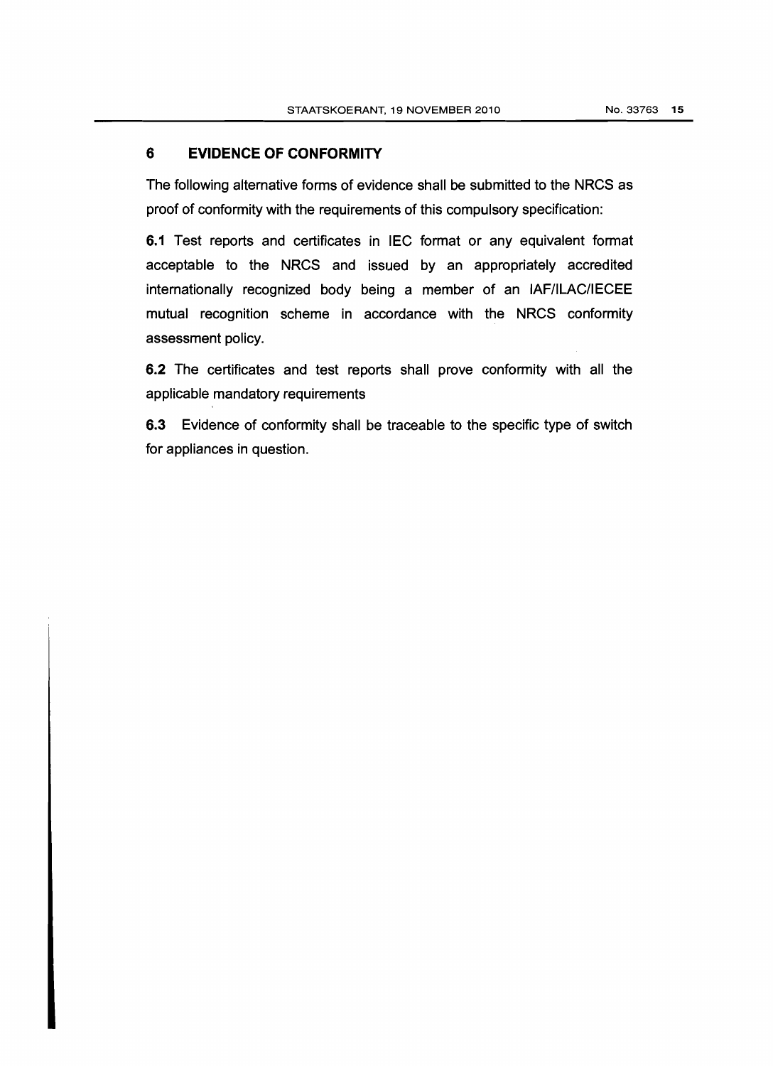## 6 EVIDENCE OF CONFORMITY

The following alternative forms of evidence shall be submitted to the NRCS as proof of conformity with the requirements of this compulsory specification:

**6.1** Test reports and certificates in IEC format or any equivalent format acceptable to the NRCS and issued by an appropriately accredited internationally recognized body being a member of an IAF/ILAC/IECEE mutual recognition scheme in accordance with the NRCS conformity assessment policy.

**6.2** The certificates and test reports shall prove conformity with all the applicable mandatory requirements

**6.3** Evidence of conformity shall be traceable to the specific type of switch for appliances in question.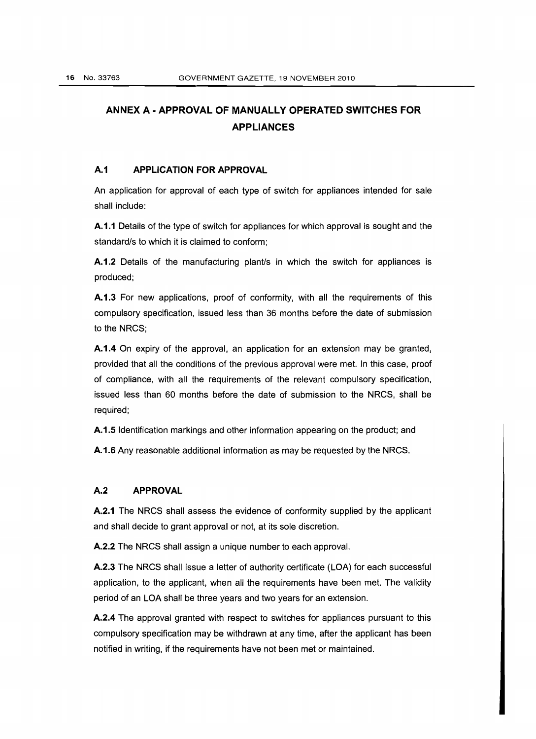# ANNEX A - APPROVAL OF MANUALLY OPERATED SWITCHES FOR APPLIANCES

## A.1 APPLICATION FOR APPROVAL

An application for approval of each type of switch for appliances intended for sale shall include:

**A.1.1** Details of the type of switch for appliances for which approval is sought and the standard/s to which it is claimed to conform;

**A.1.2** Details of the manufacturing plant/s in which the switch for appliances is produced;

**A.1.3** For new applications, proof of conformity, with all the requirements of this compulsory specification, issued less than 36 months before the date of submission to the NRCS;

**A.1.4** On expiry of the approval, an application for an extension may be granted, provided that all the conditions of the previous approval were met. In this case, proof of compliance, with all the requirements of the relevant compulsory specification, issued less than 60 months before the date of submission to the NRCS, shall be required;

**A.1.5** Identification markings and other information appearing on the product; and

**A.1.6** Any reasonable additional information as may be requested by the NRCS.

## A.2 APPROVAL

**A.2.1** The NRCS shall assess the evidence of conformity supplied by the applicant and shall decide to grant approval or not, at its sole discretion.

**A.2.2** The NRCS shall assign a unique number to each approval.

**A.2.3** The NRCS shall issue a letter of authority certificate (LOA) for each successful application, to the applicant, when all the requirements have been met. The validity period of an LOA shall be three years and two years for an extension.

**A.2.4** The approval granted with respect to switches for appliances pursuant to this compulsory specification may be withdrawn at any time, after the applicant has been notified in writing, if the requirements have not been met or maintained.